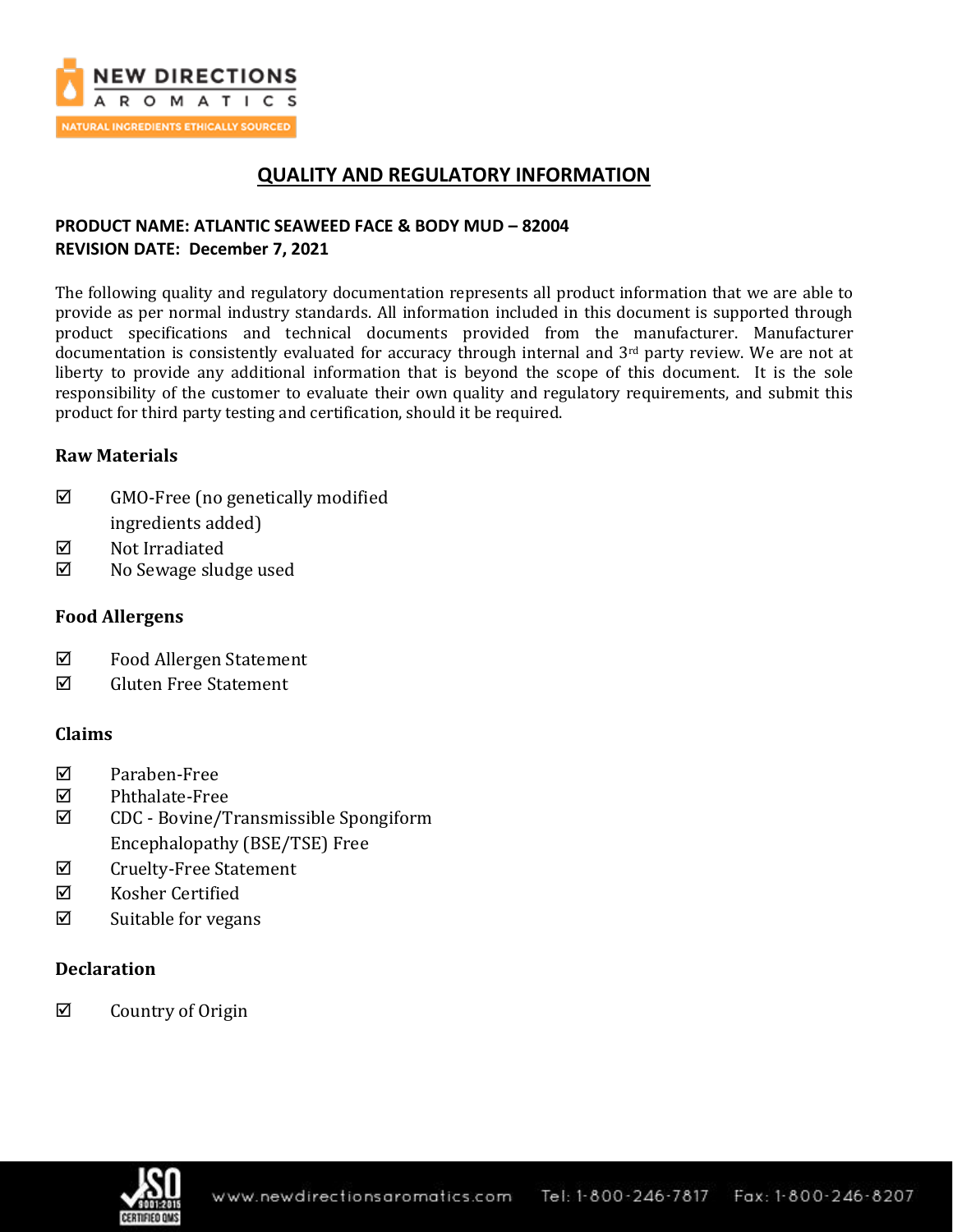# QUALITY AND REGULATORY INFORMATION

**PRODUCT NAME: ATLANTIC SEAWEED FACE & BODY MUD – 82004**
**REVISION DATE: December 7, 2021**

The following quality and regulatory documentation represents all product information that we are able to provide as per normal industry standards. All information included in this document is supported through product specifications and technical documents provided from the manufacturer. Manufacturer documentation is consistently evaluated for accuracy through internal and 3rd party review. We are not at liberty to provide any additional information that is beyond the scope of this document. It is the sole responsibility of the customer to evaluate their own quality and regulatory requirements, and submit this product for third party testing and certification, should it be required.

### Raw Materials

- ☑ GMO-Free (no genetically modified ingredients added)
- ☑ Not Irradiated
- ☑ No Sewage sludge used

### Food Allergens

- ☑ Food Allergen Statement
- ☑ Gluten Free Statement

### Claims

- ☑ Paraben-Free
- ☑ Phthalate-Free
- ☑ CDC - Bovine/Transmissible Spongiform Encephalopathy (BSE/TSE) Free
- ☑ Cruelty-Free Statement
- ☑ Kosher Certified
- ☑ Suitable for vegans

### Declaration

- ☑ Country of Origin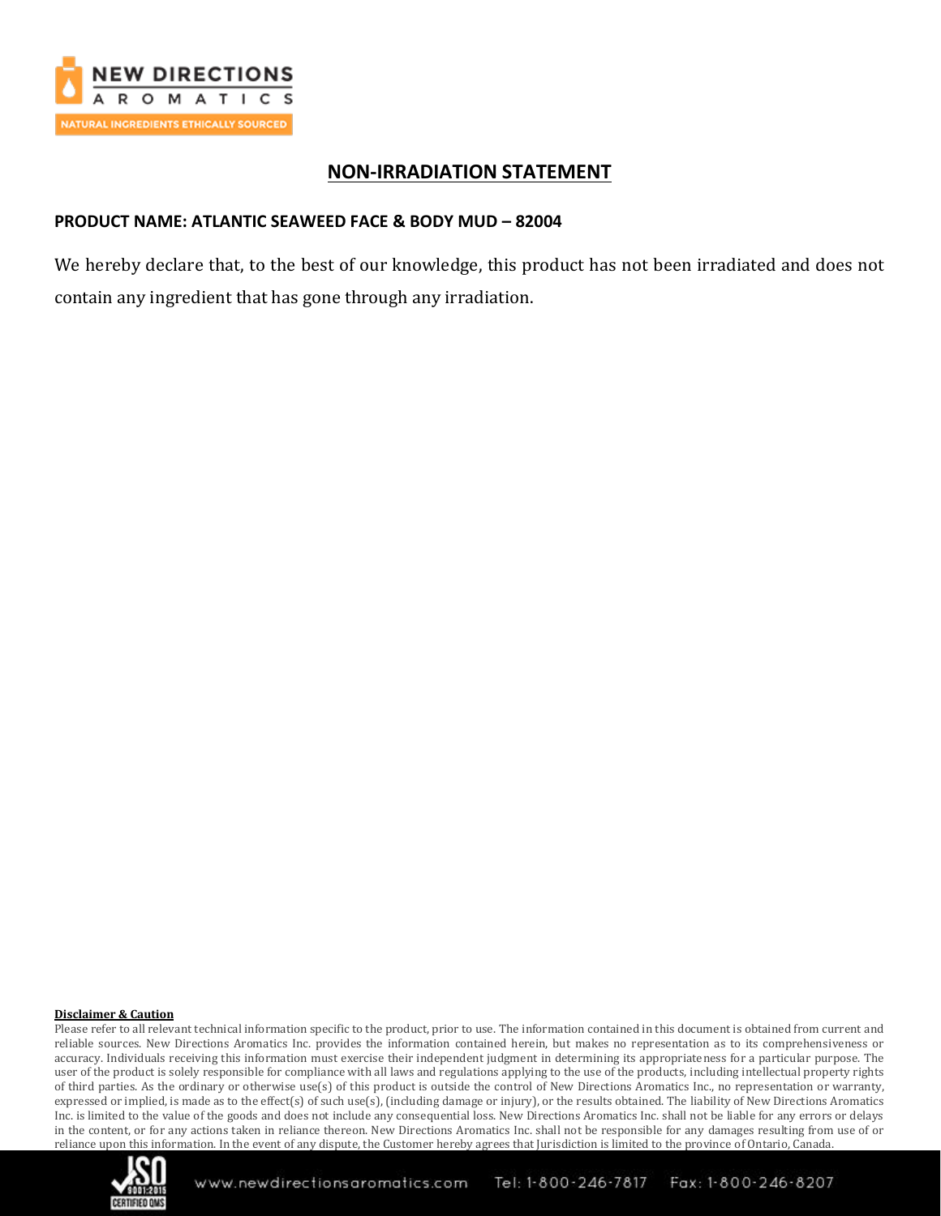# NON-IRRADIATION STATEMENT

**PRODUCT NAME: ATLANTIC SEAWEED FACE & BODY MUD – 82004**

We hereby declare that, to the best of our knowledge, this product has not been irradiated and does not contain any ingredient that has gone through any irradiation.

**Disclaimer & Caution**

Please refer to all relevant technical information specific to the product, prior to use. The information contained in this document is obtained from current and reliable sources. New Directions Aromatics Inc. provides the information contained herein, but makes no representation as to its comprehensiveness or accuracy. Individuals receiving this information must exercise their independent judgment in determining its appropriateness for a particular purpose. The user of the product is solely responsible for compliance with all laws and regulations applying to the use of the products, including intellectual property rights of third parties. As the ordinary or otherwise use(s) of this product is outside the control of New Directions Aromatics Inc., no representation or warranty, expressed or implied, is made as to the effect(s) of such use(s), (including damage or injury), or the results obtained. The liability of New Directions Aromatics Inc. is limited to the value of the goods and does not include any consequential loss. New Directions Aromatics Inc. shall not be liable for any errors or delays in the content, or for any actions taken in reliance thereon. New Directions Aromatics Inc. shall not be responsible for any damages resulting from use of or reliance upon this information. In the event of any dispute, the Customer hereby agrees that Jurisdiction is limited to the province of Ontario, Canada.

www.newdirectionsaromatics.com Tel: 1-800-246-7817 Fax: 1-800-246-8207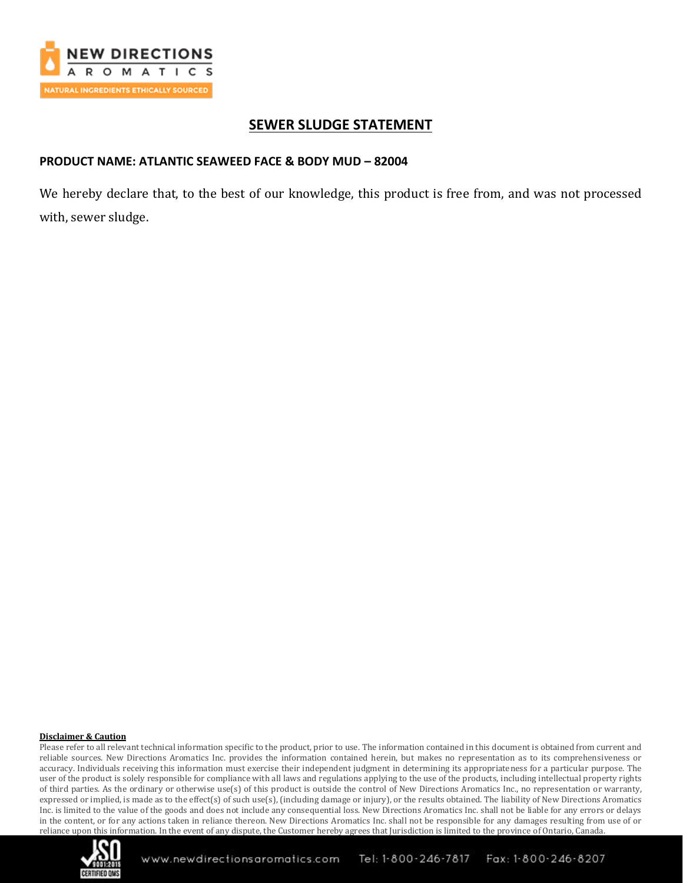# SEWER SLUDGE STATEMENT

**PRODUCT NAME: ATLANTIC SEAWEED FACE & BODY MUD – 82004**

We hereby declare that, to the best of our knowledge, this product is free from, and was not processed with, sewer sludge.

**Disclaimer & Caution**

Please refer to all relevant technical information specific to the product, prior to use. The information contained in this document is obtained from current and reliable sources. New Directions Aromatics Inc. provides the information contained herein, but makes no representation as to its comprehensiveness or accuracy. Individuals receiving this information must exercise their independent judgment in determining its appropriateness for a particular purpose. The user of the product is solely responsible for compliance with all laws and regulations applying to the use of the products, including intellectual property rights of third parties. As the ordinary or otherwise use(s) of this product is outside the control of New Directions Aromatics Inc., no representation or warranty, expressed or implied, is made as to the effect(s) of such use(s), (including damage or injury), or the results obtained. The liability of New Directions Aromatics Inc. is limited to the value of the goods and does not include any consequential loss. New Directions Aromatics Inc. shall not be liable for any errors or delays in the content, or for any actions taken in reliance thereon. New Directions Aromatics Inc. shall not be responsible for any damages resulting from use of or reliance upon this information. In the event of any dispute, the Customer hereby agrees that Jurisdiction is limited to the province of Ontario, Canada.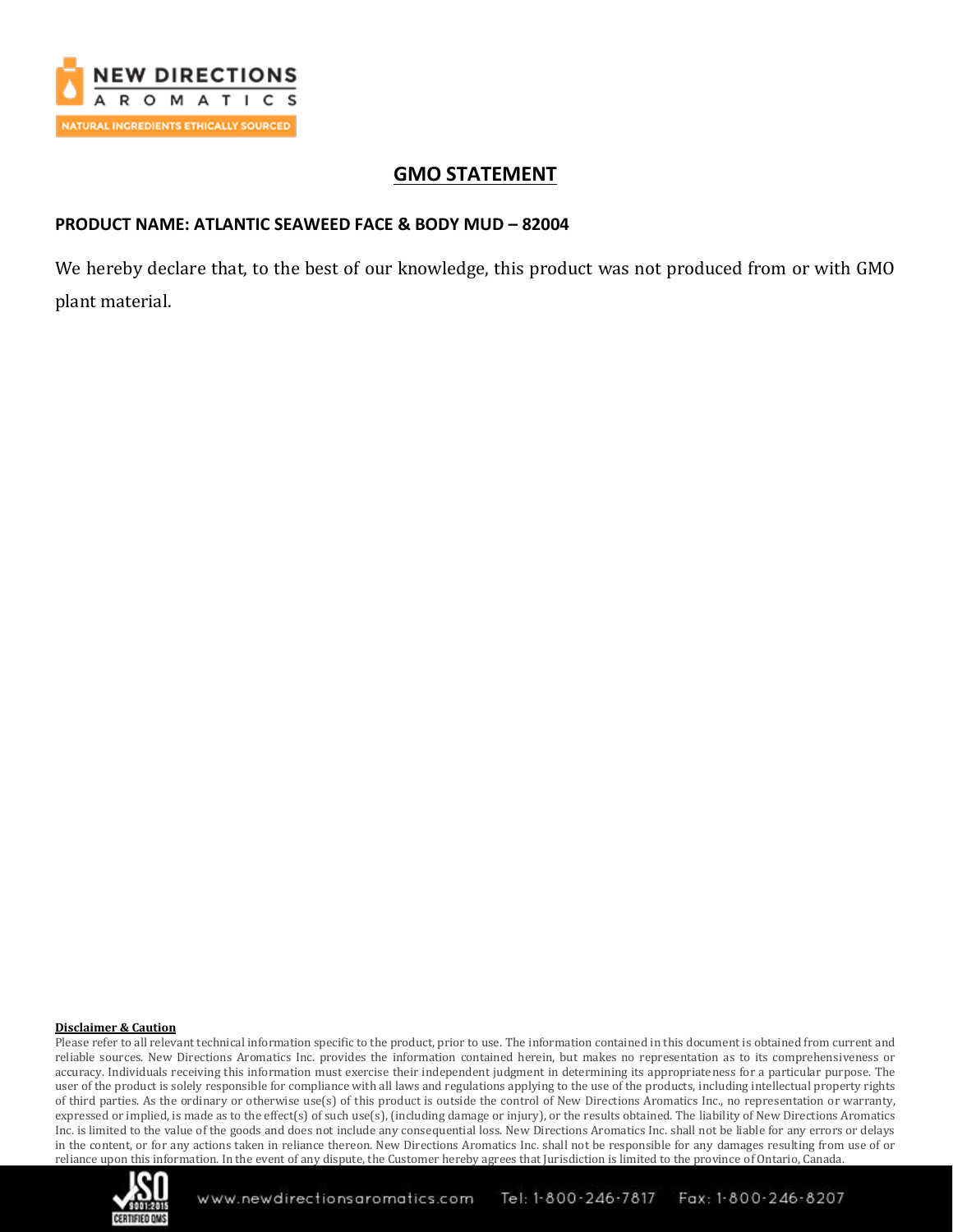# GMO STATEMENT

**PRODUCT NAME: ATLANTIC SEAWEED FACE & BODY MUD – 82004**

We hereby declare that, to the best of our knowledge, this product was not produced from or with GMO plant material.

**Disclaimer & Caution**

Please refer to all relevant technical information specific to the product, prior to use. The information contained in this document is obtained from current and reliable sources. New Directions Aromatics Inc. provides the information contained herein, but makes no representation as to its comprehensiveness or accuracy. Individuals receiving this information must exercise their independent judgment in determining its appropriateness for a particular purpose. The user of the product is solely responsible for compliance with all laws and regulations applying to the use of the products, including intellectual property rights of third parties. As the ordinary or otherwise use(s) of this product is outside the control of New Directions Aromatics Inc., no representation or warranty, expressed or implied, is made as to the effect(s) of such use(s), (including damage or injury), or the results obtained. The liability of New Directions Aromatics Inc. is limited to the value of the goods and does not include any consequential loss. New Directions Aromatics Inc. shall not be liable for any errors or delays in the content, or for any actions taken in reliance thereon. New Directions Aromatics Inc. shall not be responsible for any damages resulting from use of or reliance upon this information. In the event of any dispute, the Customer hereby agrees that Jurisdiction is limited to the province of Ontario, Canada.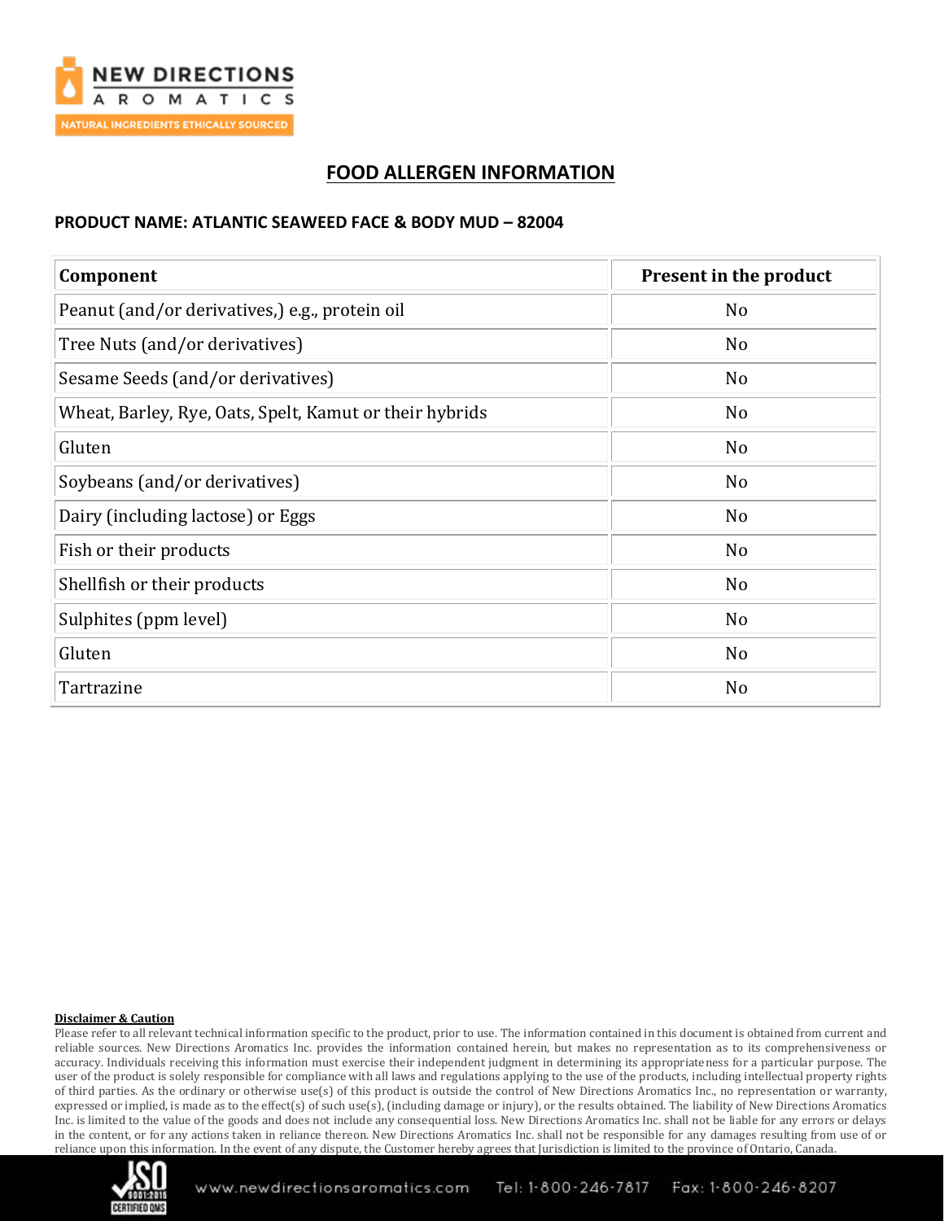# FOOD ALLERGEN INFORMATION

**PRODUCT NAME: ATLANTIC SEAWEED FACE & BODY MUD – 82004**

| Component | Present in the product |
|---|---|
| Peanut (and/or derivatives,) e.g., protein oil | No |
| Tree Nuts (and/or derivatives) | No |
| Sesame Seeds (and/or derivatives) | No |
| Wheat, Barley, Rye, Oats, Spelt, Kamut or their hybrids | No |
| Gluten | No |
| Soybeans (and/or derivatives) | No |
| Dairy (including lactose) or Eggs | No |
| Fish or their products | No |
| Shellfish or their products | No |
| Sulphites (ppm level) | No |
| Gluten | No |
| Tartrazine | No |

**Disclaimer & Caution**

Please refer to all relevant technical information specific to the product, prior to use. The information contained in this document is obtained from current and reliable sources. New Directions Aromatics Inc. provides the information contained herein, but makes no representation as to its comprehensiveness or accuracy. Individuals receiving this information must exercise their independent judgment in determining its appropriateness for a particular purpose. The user of the product is solely responsible for compliance with all laws and regulations applying to the use of the products, including intellectual property rights of third parties. As the ordinary or otherwise use(s) of this product is outside the control of New Directions Aromatics Inc., no representation or warranty, expressed or implied, is made as to the effect(s) of such use(s), (including damage or injury), or the results obtained. The liability of New Directions Aromatics Inc. is limited to the value of the goods and does not include any consequential loss. New Directions Aromatics Inc. shall not be liable for any errors or delays in the content, or for any actions taken in reliance thereon. New Directions Aromatics Inc. shall not be responsible for any damages resulting from use of or reliance upon this information. In the event of any dispute, the Customer hereby agrees that Jurisdiction is limited to the province of Ontario, Canada.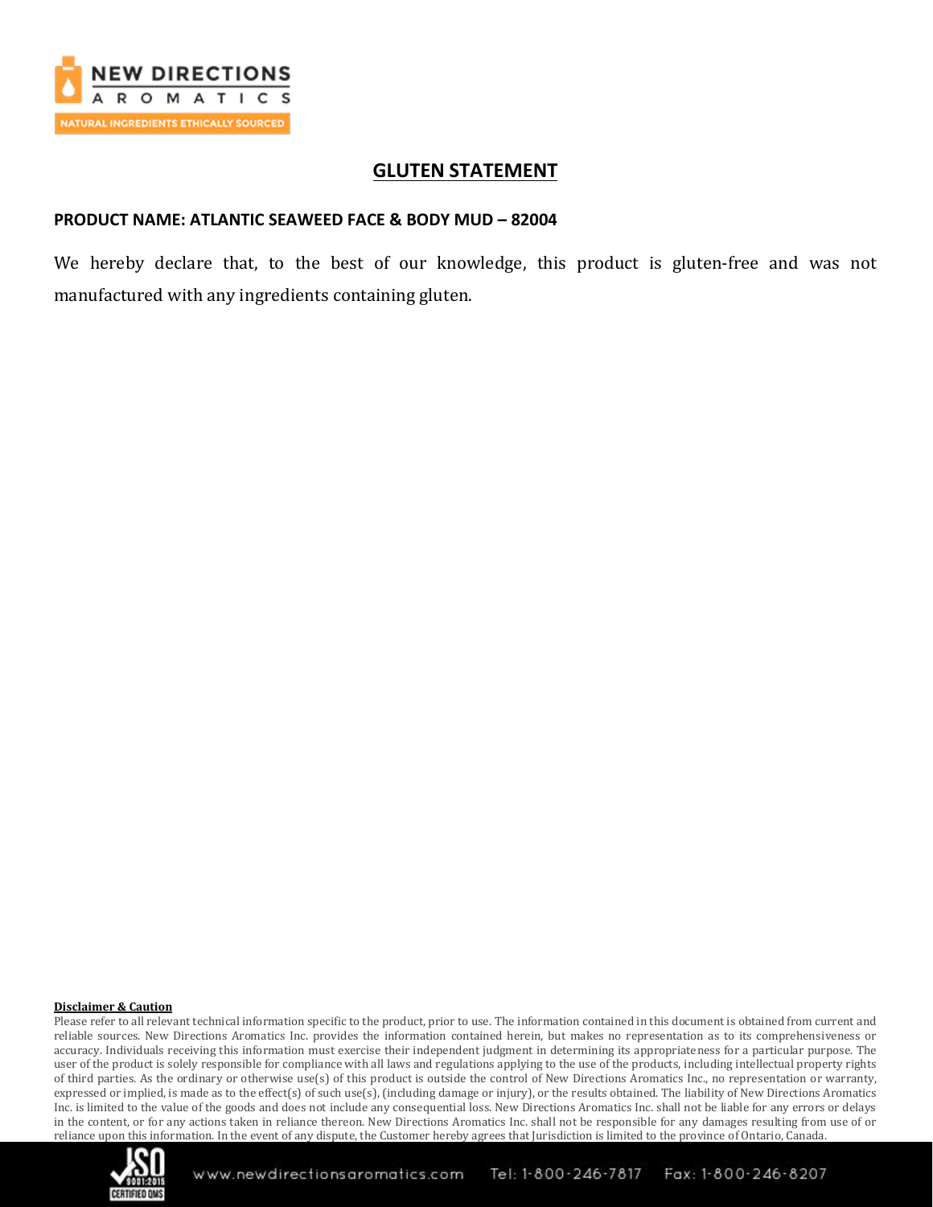## GLUTEN STATEMENT

**PRODUCT NAME: ATLANTIC SEAWEED FACE & BODY MUD – 82004**

We hereby declare that, to the best of our knowledge, this product is gluten-free and was not manufactured with any ingredients containing gluten.

**Disclaimer & Caution**

Please refer to all relevant technical information specific to the product, prior to use. The information contained in this document is obtained from current and reliable sources. New Directions Aromatics Inc. provides the information contained herein, but makes no representation as to its comprehensiveness or accuracy. Individuals receiving this information must exercise their independent judgment in determining its appropriateness for a particular purpose. The user of the product is solely responsible for compliance with all laws and regulations applying to the use of the products, including intellectual property rights of third parties. As the ordinary or otherwise use(s) of this product is outside the control of New Directions Aromatics Inc., no representation or warranty, expressed or implied, is made as to the effect(s) of such use(s), (including damage or injury), or the results obtained. The liability of New Directions Aromatics Inc. is limited to the value of the goods and does not include any consequential loss. New Directions Aromatics Inc. shall not be liable for any errors or delays in the content, or for any actions taken in reliance thereon. New Directions Aromatics Inc. shall not be responsible for any damages resulting from use of or reliance upon this information. In the event of any dispute, the Customer hereby agrees that Jurisdiction is limited to the province of Ontario, Canada.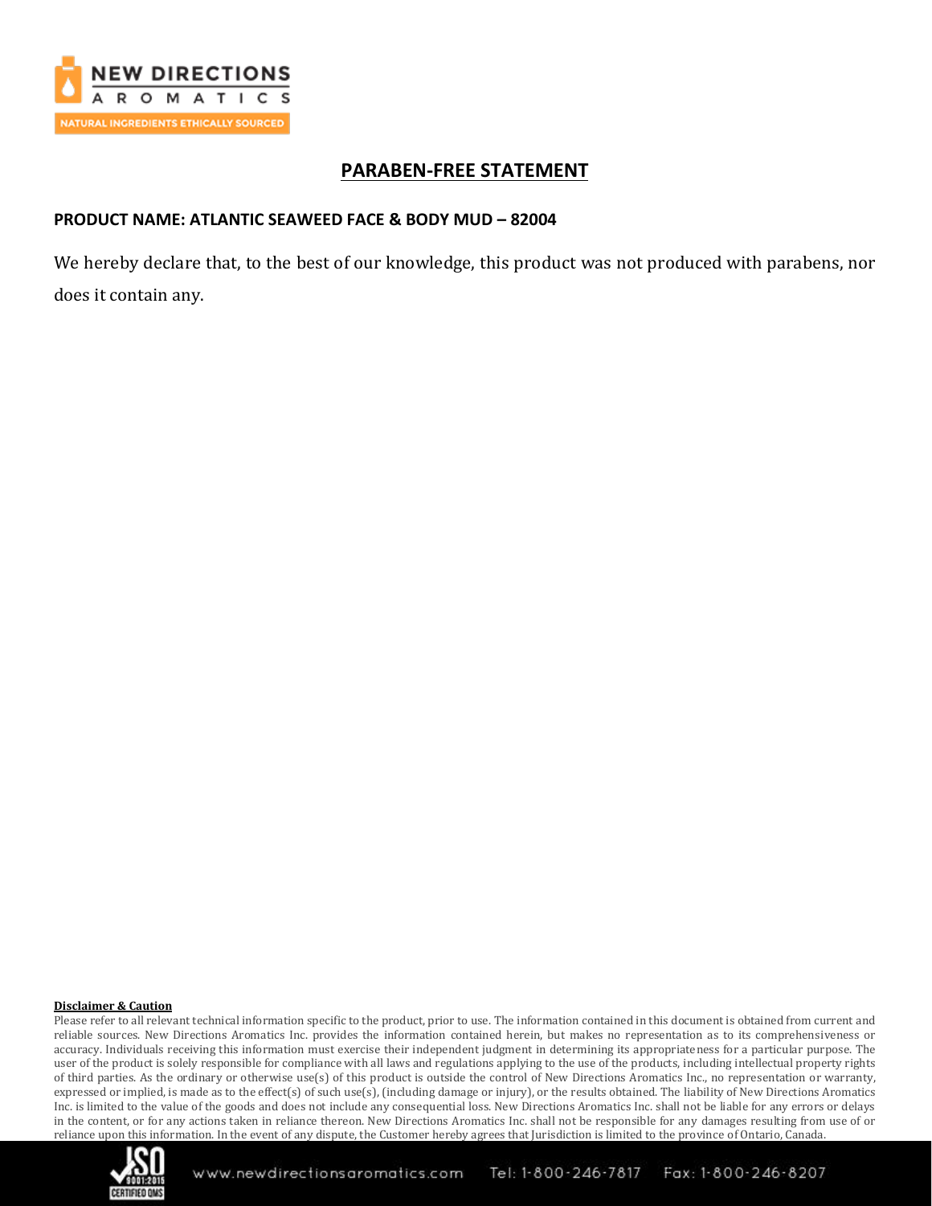# PARABEN-FREE STATEMENT

**PRODUCT NAME: ATLANTIC SEAWEED FACE & BODY MUD – 82004**

We hereby declare that, to the best of our knowledge, this product was not produced with parabens, nor does it contain any.

**Disclaimer & Caution**

Please refer to all relevant technical information specific to the product, prior to use. The information contained in this document is obtained from current and reliable sources. New Directions Aromatics Inc. provides the information contained herein, but makes no representation as to its comprehensiveness or accuracy. Individuals receiving this information must exercise their independent judgment in determining its appropriateness for a particular purpose. The user of the product is solely responsible for compliance with all laws and regulations applying to the use of the products, including intellectual property rights of third parties. As the ordinary or otherwise use(s) of this product is outside the control of New Directions Aromatics Inc., no representation or warranty, expressed or implied, is made as to the effect(s) of such use(s), (including damage or injury), or the results obtained. The liability of New Directions Aromatics Inc. is limited to the value of the goods and does not include any consequential loss. New Directions Aromatics Inc. shall not be liable for any errors or delays in the content, or for any actions taken in reliance thereon. New Directions Aromatics Inc. shall not be responsible for any damages resulting from use of or reliance upon this information. In the event of any dispute, the Customer hereby agrees that Jurisdiction is limited to the province of Ontario, Canada.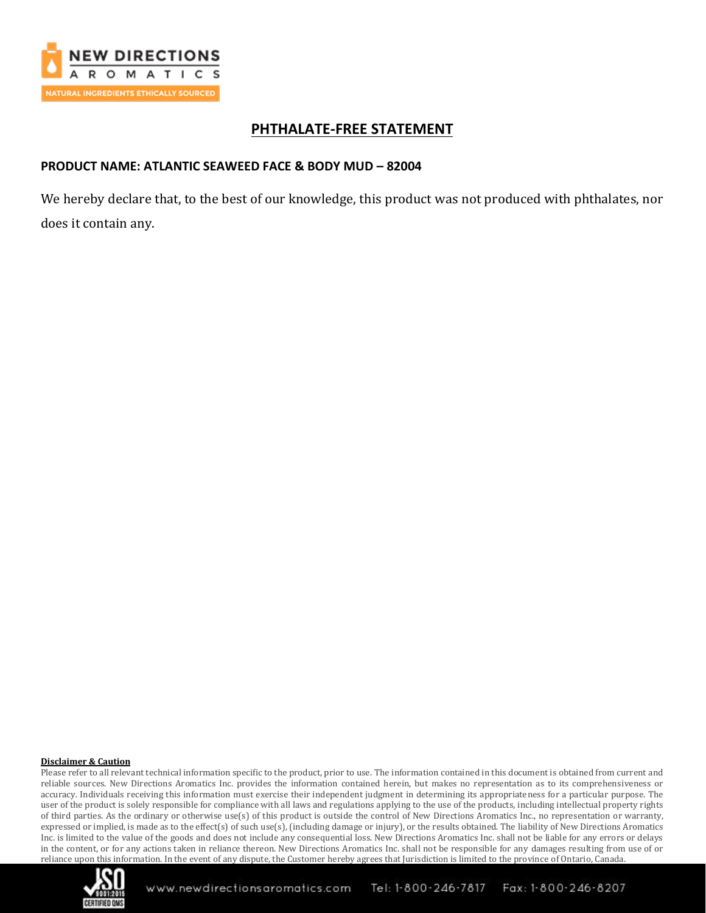# PHTHALATE-FREE STATEMENT

**PRODUCT NAME: ATLANTIC SEAWEED FACE & BODY MUD – 82004**

We hereby declare that, to the best of our knowledge, this product was not produced with phthalates, nor does it contain any.

**Disclaimer & Caution**

Please refer to all relevant technical information specific to the product, prior to use. The information contained in this document is obtained from current and reliable sources. New Directions Aromatics Inc. provides the information contained herein, but makes no representation as to its comprehensiveness or accuracy. Individuals receiving this information must exercise their independent judgment in determining its appropriateness for a particular purpose. The user of the product is solely responsible for compliance with all laws and regulations applying to the use of the products, including intellectual property rights of third parties. As the ordinary or otherwise use(s) of this product is outside the control of New Directions Aromatics Inc., no representation or warranty, expressed or implied, is made as to the effect(s) of such use(s), (including damage or injury), or the results obtained. The liability of New Directions Aromatics Inc. is limited to the value of the goods and does not include any consequential loss. New Directions Aromatics Inc. shall not be liable for any errors or delays in the content, or for any actions taken in reliance thereon. New Directions Aromatics Inc. shall not be responsible for any damages resulting from use of or reliance upon this information. In the event of any dispute, the Customer hereby agrees that Jurisdiction is limited to the province of Ontario, Canada.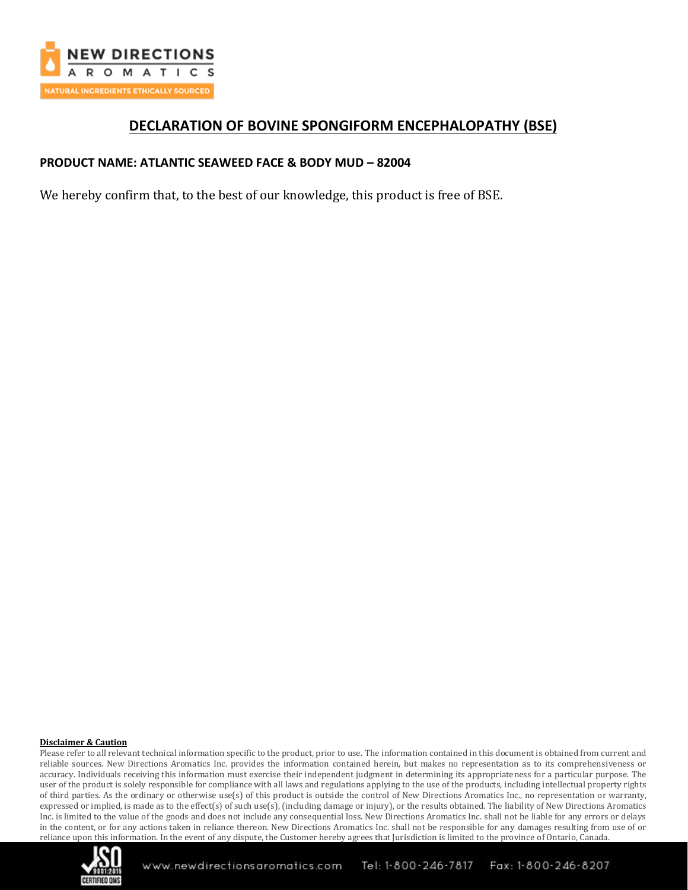# DECLARATION OF BOVINE SPONGIFORM ENCEPHALOPATHY (BSE)

**PRODUCT NAME: ATLANTIC SEAWEED FACE & BODY MUD – 82004**

We hereby confirm that, to the best of our knowledge, this product is free of BSE.

**Disclaimer & Caution**

Please refer to all relevant technical information specific to the product, prior to use. The information contained in this document is obtained from current and reliable sources. New Directions Aromatics Inc. provides the information contained herein, but makes no representation as to its comprehensiveness or accuracy. Individuals receiving this information must exercise their independent judgment in determining its appropriateness for a particular purpose. The user of the product is solely responsible for compliance with all laws and regulations applying to the use of the products, including intellectual property rights of third parties. As the ordinary or otherwise use(s) of this product is outside the control of New Directions Aromatics Inc., no representation or warranty, expressed or implied, is made as to the effect(s) of such use(s), (including damage or injury), or the results obtained. The liability of New Directions Aromatics Inc. is limited to the value of the goods and does not include any consequential loss. New Directions Aromatics Inc. shall not be liable for any errors or delays in the content, or for any actions taken in reliance thereon. New Directions Aromatics Inc. shall not be responsible for any damages resulting from use of or reliance upon this information. In the event of any dispute, the Customer hereby agrees that Jurisdiction is limited to the province of Ontario, Canada.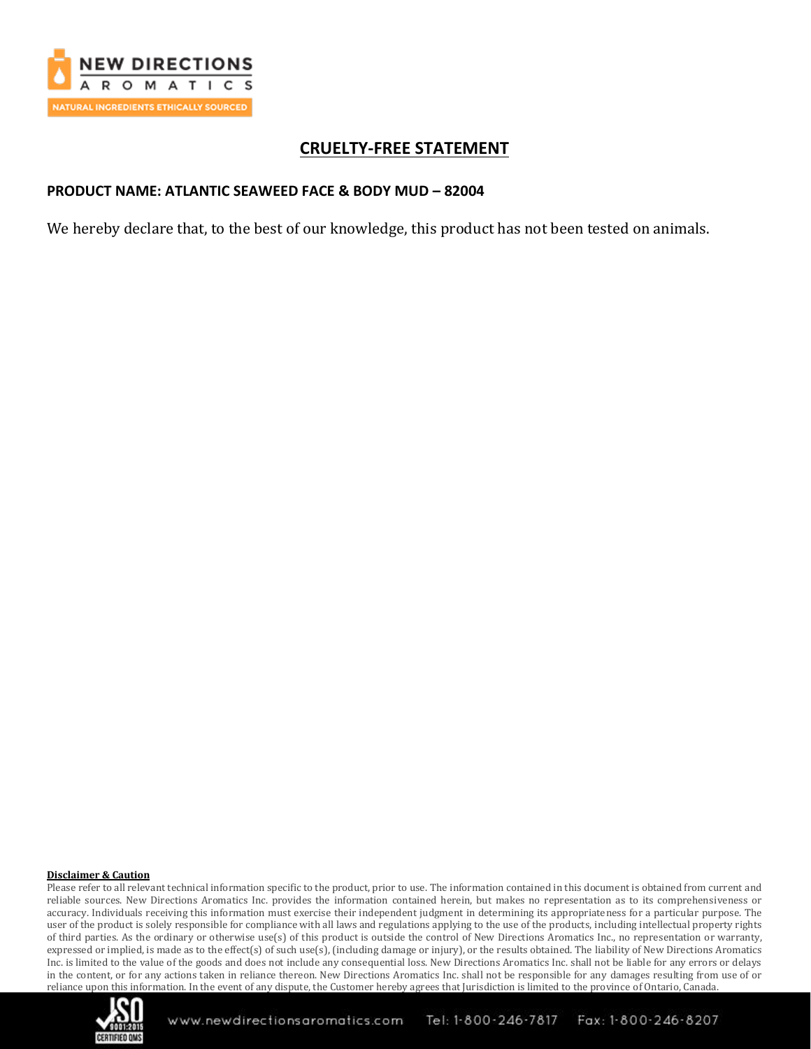## CRUELTY-FREE STATEMENT

**PRODUCT NAME: ATLANTIC SEAWEED FACE & BODY MUD – 82004**

We hereby declare that, to the best of our knowledge, this product has not been tested on animals.

**Disclaimer & Caution**

Please refer to all relevant technical information specific to the product, prior to use. The information contained in this document is obtained from current and reliable sources. New Directions Aromatics Inc. provides the information contained herein, but makes no representation as to its comprehensiveness or accuracy. Individuals receiving this information must exercise their independent judgment in determining its appropriateness for a particular purpose. The user of the product is solely responsible for compliance with all laws and regulations applying to the use of the products, including intellectual property rights of third parties. As the ordinary or otherwise use(s) of this product is outside the control of New Directions Aromatics Inc., no representation or warranty, expressed or implied, is made as to the effect(s) of such use(s), (including damage or injury), or the results obtained. The liability of New Directions Aromatics Inc. is limited to the value of the goods and does not include any consequential loss. New Directions Aromatics Inc. shall not be liable for any errors or delays in the content, or for any actions taken in reliance thereon. New Directions Aromatics Inc. shall not be responsible for any damages resulting from use of or reliance upon this information. In the event of any dispute, the Customer hereby agrees that Jurisdiction is limited to the province of Ontario, Canada.

www.newdirectionsaromatics.com Tel: 1-800-246-7817 Fax: 1-800-246-8207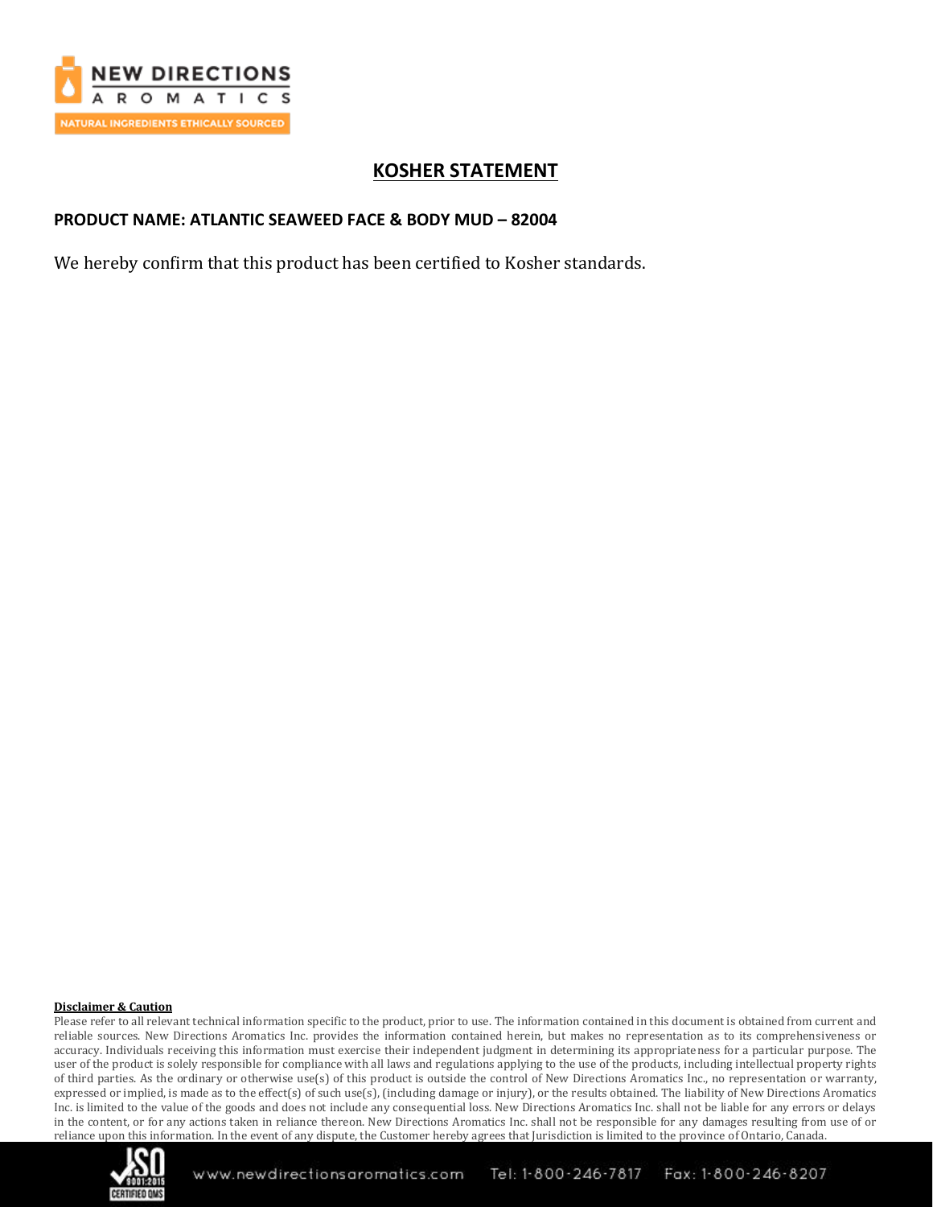# KOSHER STATEMENT

**PRODUCT NAME: ATLANTIC SEAWEED FACE & BODY MUD – 82004**

We hereby confirm that this product has been certified to Kosher standards.

**Disclaimer & Caution**

Please refer to all relevant technical information specific to the product, prior to use. The information contained in this document is obtained from current and reliable sources. New Directions Aromatics Inc. provides the information contained herein, but makes no representation as to its comprehensiveness or accuracy. Individuals receiving this information must exercise their independent judgment in determining its appropriateness for a particular purpose. The user of the product is solely responsible for compliance with all laws and regulations applying to the use of the products, including intellectual property rights of third parties. As the ordinary or otherwise use(s) of this product is outside the control of New Directions Aromatics Inc., no representation or warranty, expressed or implied, is made as to the effect(s) of such use(s), (including damage or injury), or the results obtained. The liability of New Directions Aromatics Inc. is limited to the value of the goods and does not include any consequential loss. New Directions Aromatics Inc. shall not be liable for any errors or delays in the content, or for any actions taken in reliance thereon. New Directions Aromatics Inc. shall not be responsible for any damages resulting from use of or reliance upon this information. In the event of any dispute, the Customer hereby agrees that Jurisdiction is limited to the province of Ontario, Canada.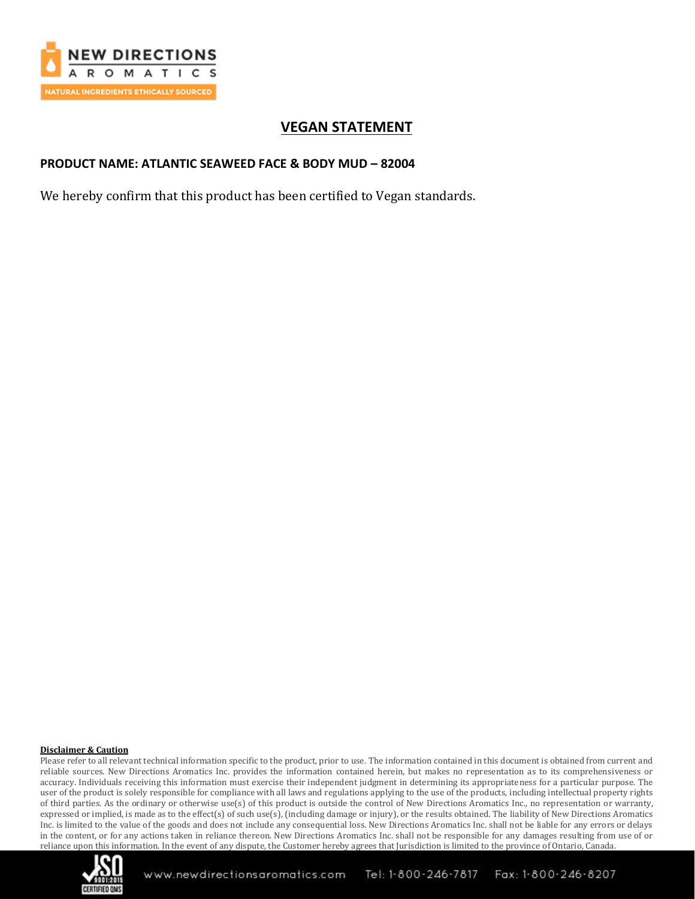# VEGAN STATEMENT

**PRODUCT NAME: ATLANTIC SEAWEED FACE & BODY MUD – 82004**

We hereby confirm that this product has been certified to Vegan standards.

**Disclaimer & Caution**

Please refer to all relevant technical information specific to the product, prior to use. The information contained in this document is obtained from current and reliable sources. New Directions Aromatics Inc. provides the information contained herein, but makes no representation as to its comprehensiveness or accuracy. Individuals receiving this information must exercise their independent judgment in determining its appropriateness for a particular purpose. The user of the product is solely responsible for compliance with all laws and regulations applying to the use of the products, including intellectual property rights of third parties. As the ordinary or otherwise use(s) of this product is outside the control of New Directions Aromatics Inc., no representation or warranty, expressed or implied, is made as to the effect(s) of such use(s), (including damage or injury), or the results obtained. The liability of New Directions Aromatics Inc. is limited to the value of the goods and does not include any consequential loss. New Directions Aromatics Inc. shall not be liable for any errors or delays in the content, or for any actions taken in reliance thereon. New Directions Aromatics Inc. shall not be responsible for any damages resulting from use of or reliance upon this information. In the event of any dispute, the Customer hereby agrees that Jurisdiction is limited to the province of Ontario, Canada.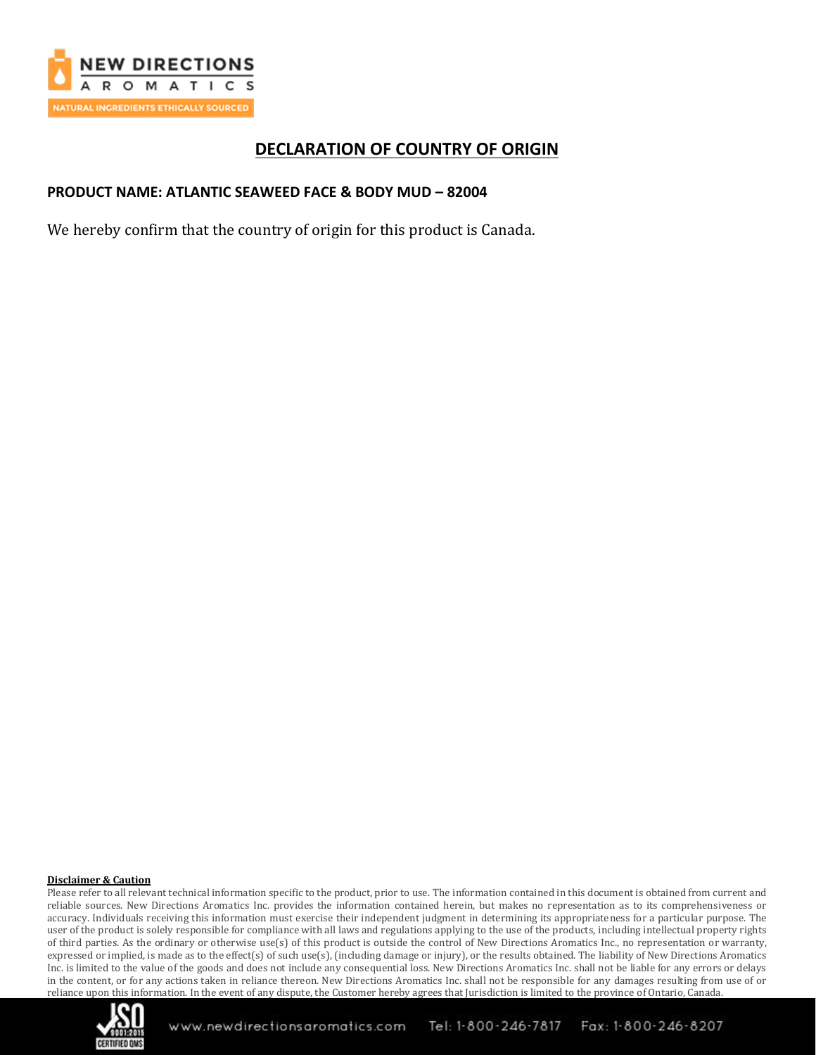# DECLARATION OF COUNTRY OF ORIGIN

**PRODUCT NAME: ATLANTIC SEAWEED FACE & BODY MUD – 82004**

We hereby confirm that the country of origin for this product is Canada.

**Disclaimer & Caution**

Please refer to all relevant technical information specific to the product, prior to use. The information contained in this document is obtained from current and reliable sources. New Directions Aromatics Inc. provides the information contained herein, but makes no representation as to its comprehensiveness or accuracy. Individuals receiving this information must exercise their independent judgment in determining its appropriateness for a particular purpose. The user of the product is solely responsible for compliance with all laws and regulations applying to the use of the products, including intellectual property rights of third parties. As the ordinary or otherwise use(s) of this product is outside the control of New Directions Aromatics Inc., no representation or warranty, expressed or implied, is made as to the effect(s) of such use(s), (including damage or injury), or the results obtained. The liability of New Directions Aromatics Inc. is limited to the value of the goods and does not include any consequential loss. New Directions Aromatics Inc. shall not be liable for any errors or delays in the content, or for any actions taken in reliance thereon. New Directions Aromatics Inc. shall not be responsible for any damages resulting from use of or reliance upon this information. In the event of any dispute, the Customer hereby agrees that Jurisdiction is limited to the province of Ontario, Canada.